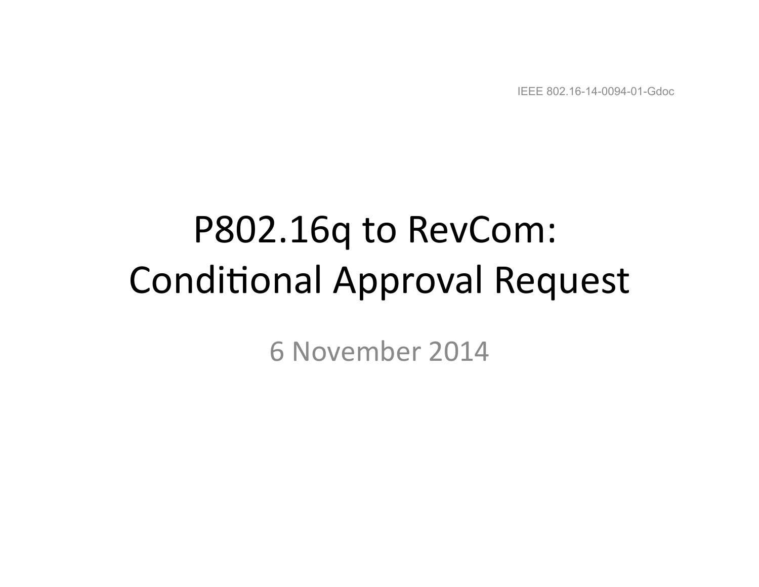IEEE 802.16-14-0094-01-Gdoc

# P802.16q to RevCom: Conditional Approval Request

6 November 2014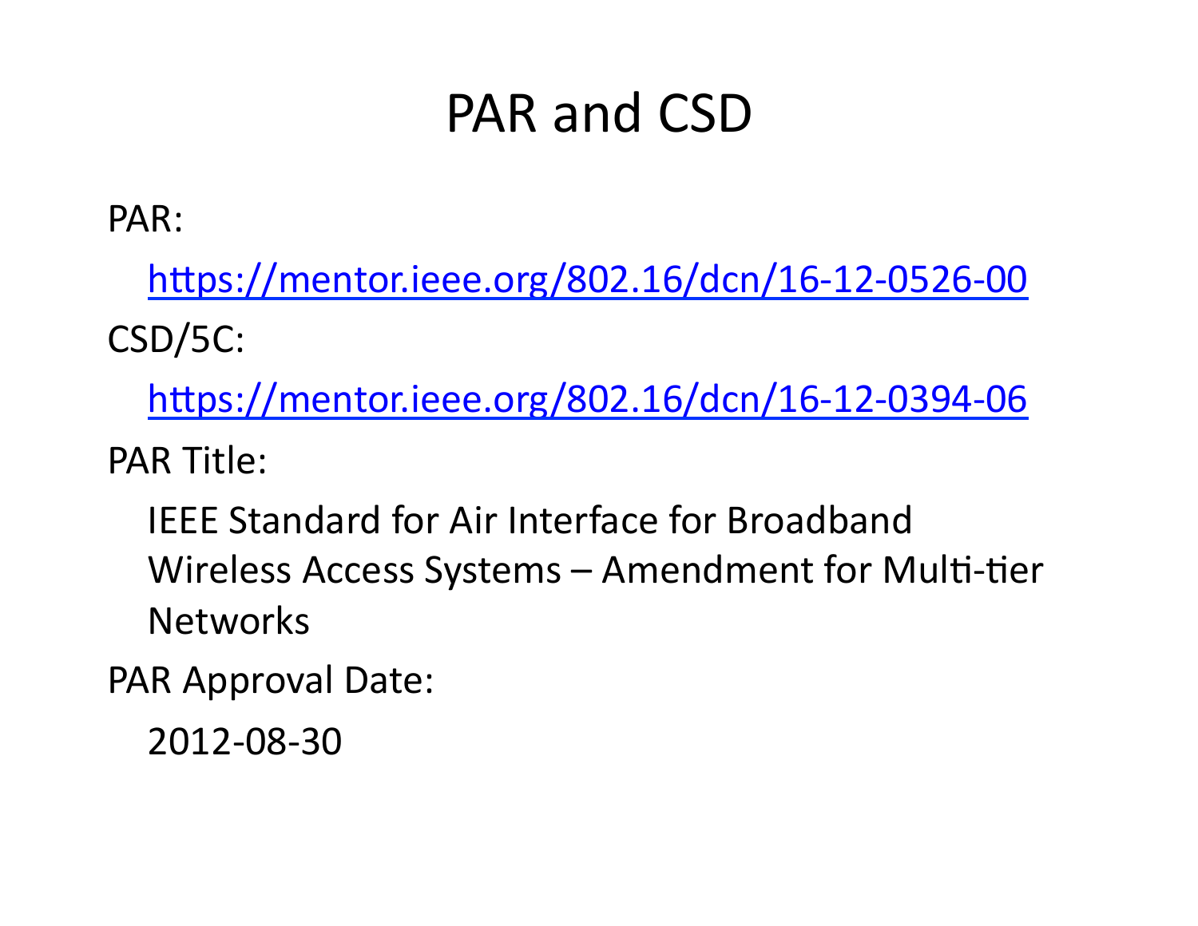# PAR and CSD

PAR:

https://mentor.ieee.org/802.16/dcn/16-12-0526-00

CSD/5C:

https://mentor.ieee.org/802.16/dcn/16-12-0394-06

PAR Title:

IEEE Standard for Air Interface for Broadband Wireless Access Systems – Amendment for Multi-tier Networks

PAR Approval Date:

2012-08-30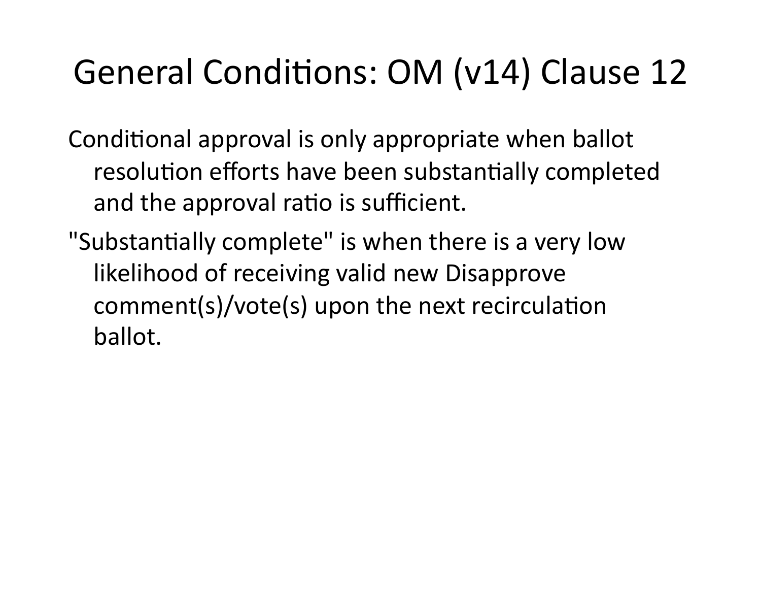# General Conditions: OM (v14) Clause 12

Conditional approval is only appropriate when ballot resolution efforts have been substantially completed and the approval ratio is sufficient.

"Substantially complete" is when there is a very low likelihood of receiving valid new Disapprove comment(s)/vote(s) upon the next recirculation ballot.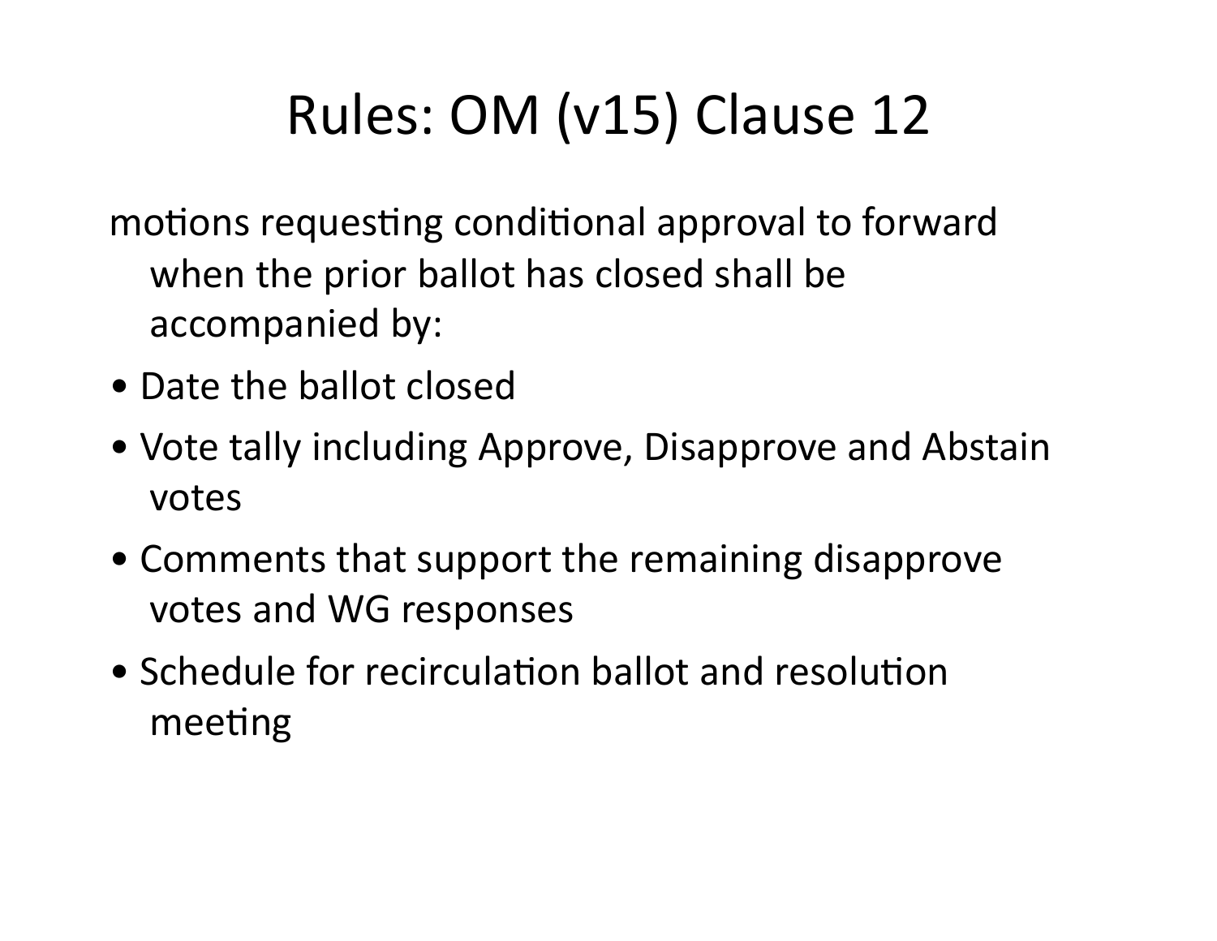# Rules: OM (v15) Clause 12

motions requesting conditional approval to forward when the prior ballot has closed shall be accompanied by:

- Date the ballot closed
- Vote tally including Approve, Disapprove and Abstain votes
- Comments that support the remaining disapprove votes and WG responses
- Schedule for recirculation ballot and resolution meeting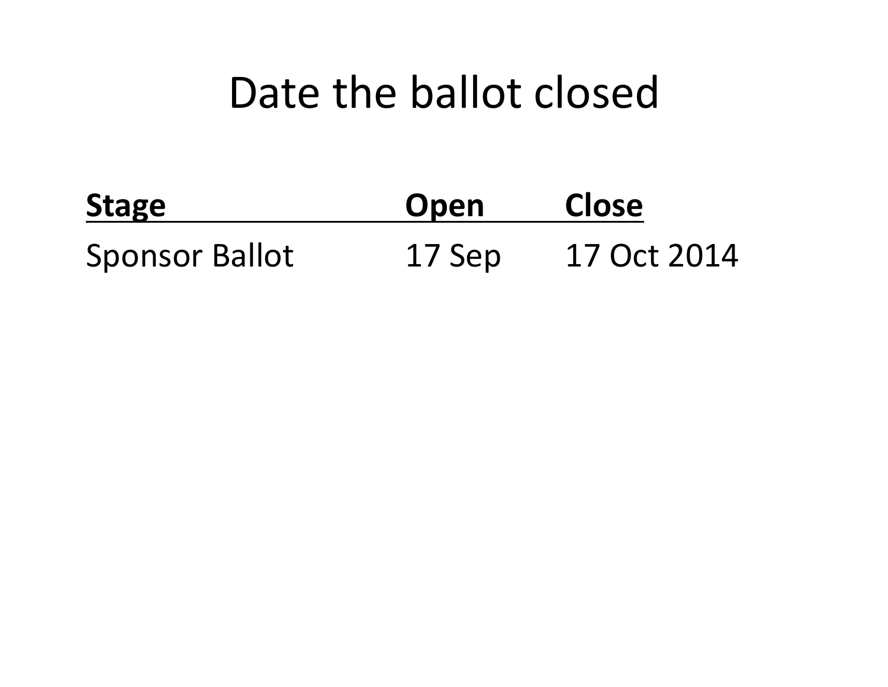# Date the ballot closed

| Stage | Open | Close |
| --- | --- | --- |
| Sponsor Ballot | 17 Sep | 17 Oct 2014 |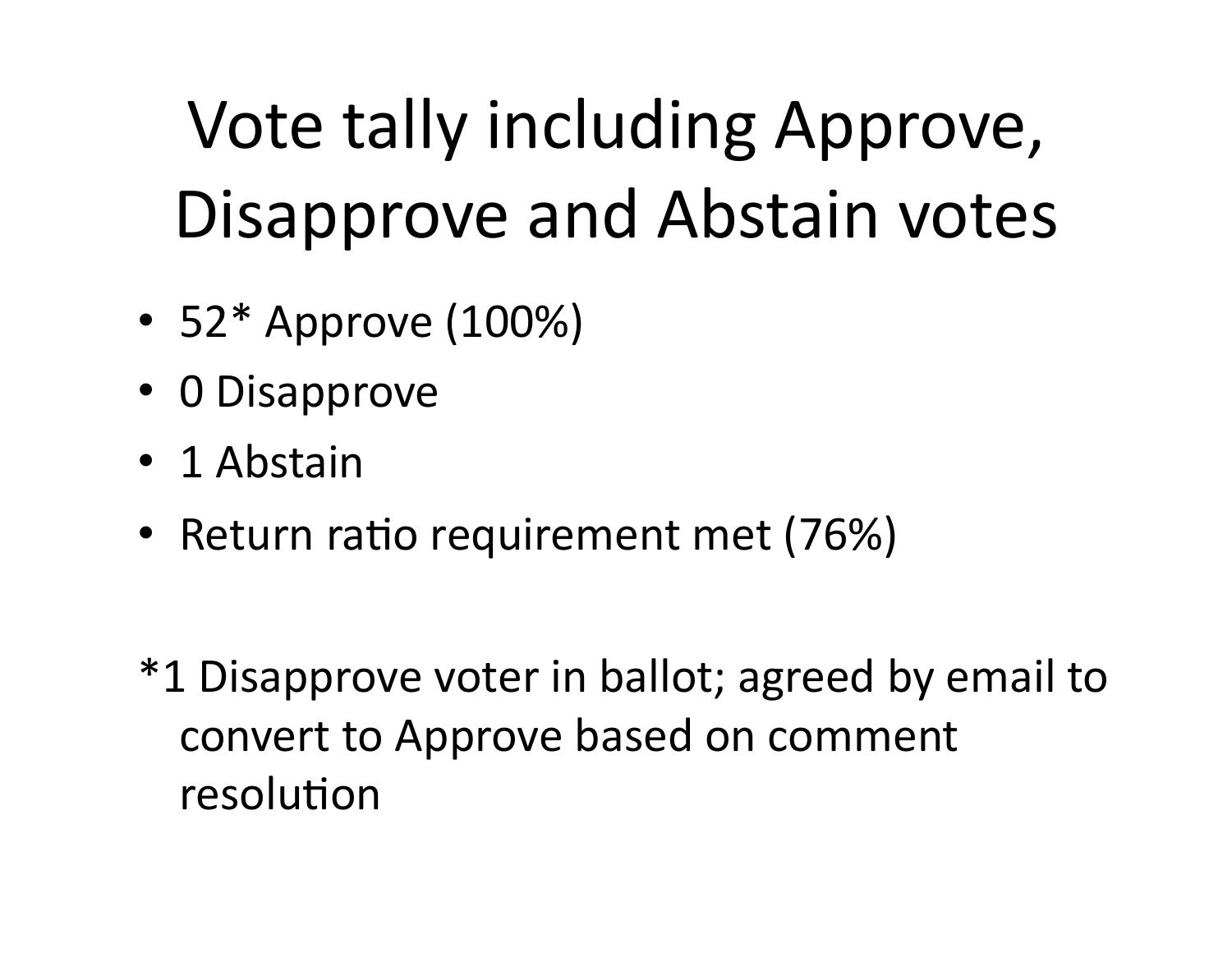# Vote tally including Approve, Disapprove and Abstain votes

- 52* Approve (100%)
- 0 Disapprove
- 1 Abstain
- Return ratio requirement met (76%)

*1 Disapprove voter in ballot; agreed by email to convert to Approve based on comment resolution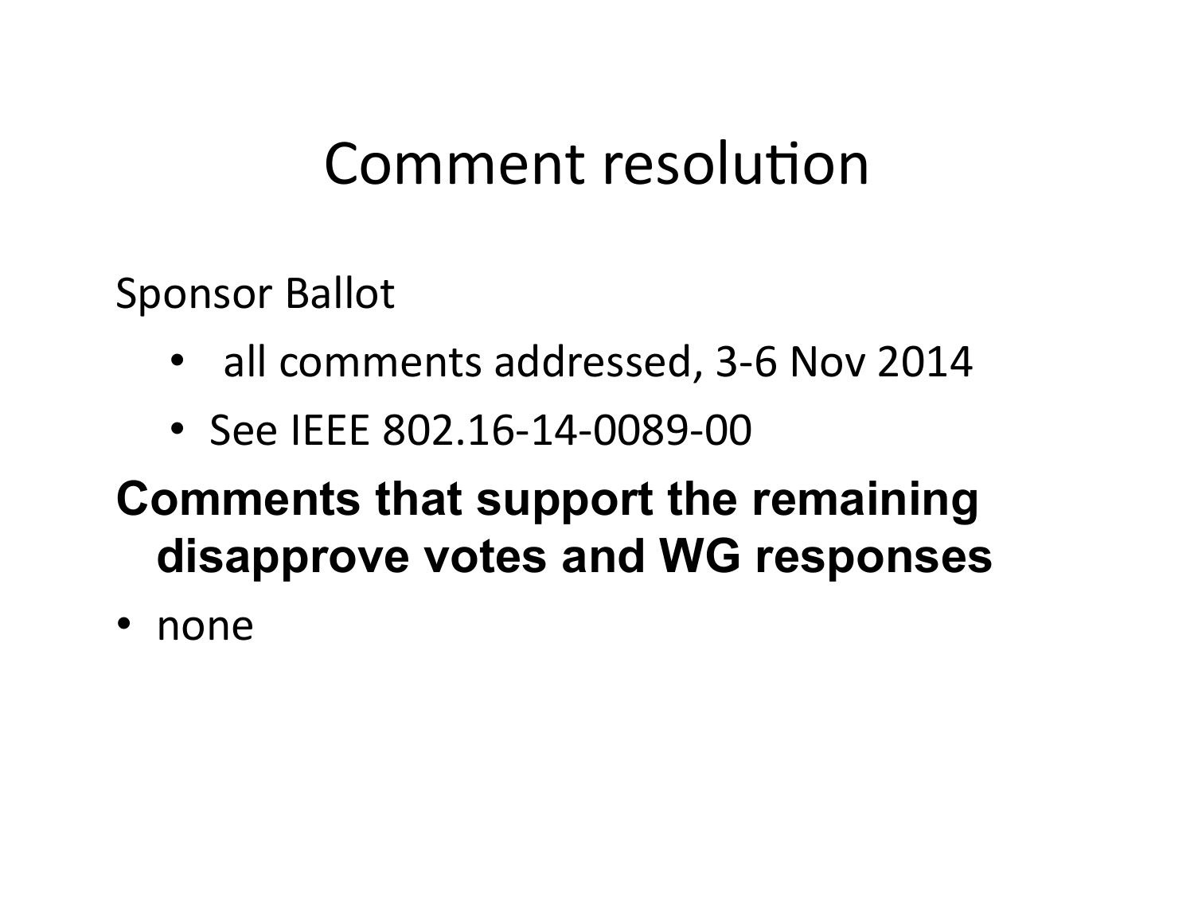# Comment resolution

Sponsor Ballot

- all comments addressed, 3-6 Nov 2014
- See IEEE 802.16-14-0089-00

**Comments that support the remaining disapprove votes and WG responses**

- none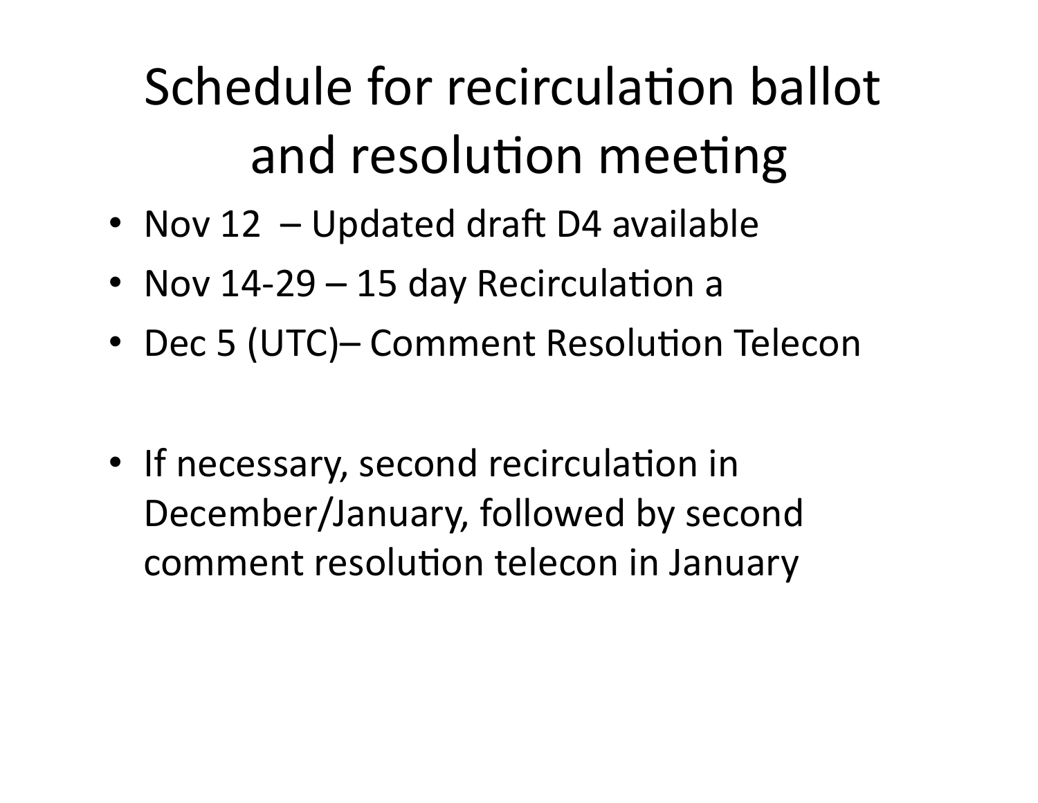# Schedule for recirculation ballot and resolution meeting

- Nov 12 – Updated draft D4 available
- Nov 14-29 – 15 day Recirculation a
- Dec 5 (UTC)– Comment Resolution Telecon

- If necessary, second recirculation in December/January, followed by second comment resolution telecon in January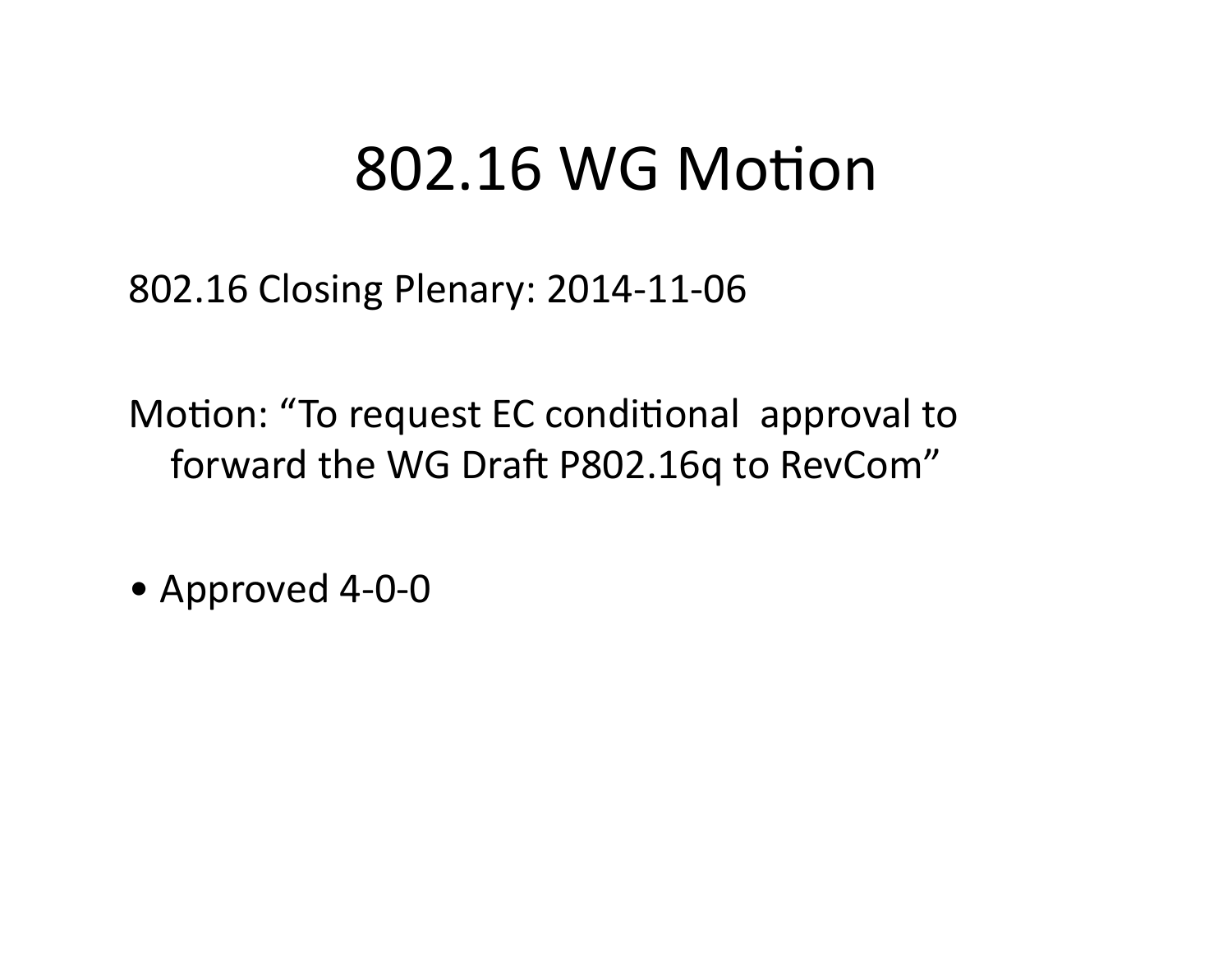# 802.16 WG Motion

802.16 Closing Plenary: 2014-11-06

Motion: “To request EC conditional approval to forward the WG Draft P802.16q to RevCom”

- Approved 4-0-0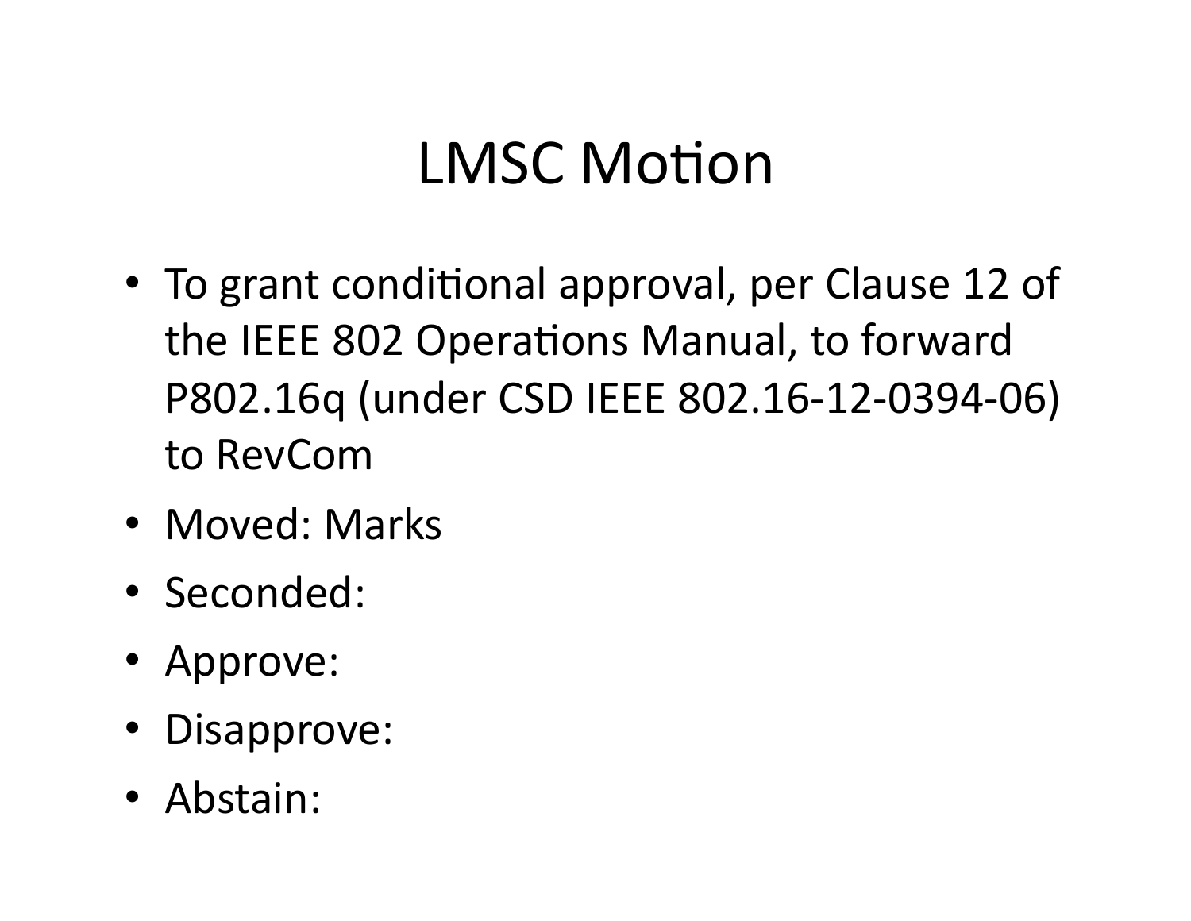# LMSC Motion

- To grant conditional approval, per Clause 12 of the IEEE 802 Operations Manual, to forward P802.16q (under CSD IEEE 802.16-12-0394-06) to RevCom
- Moved: Marks
- Seconded:
- Approve:
- Disapprove:
- Abstain: